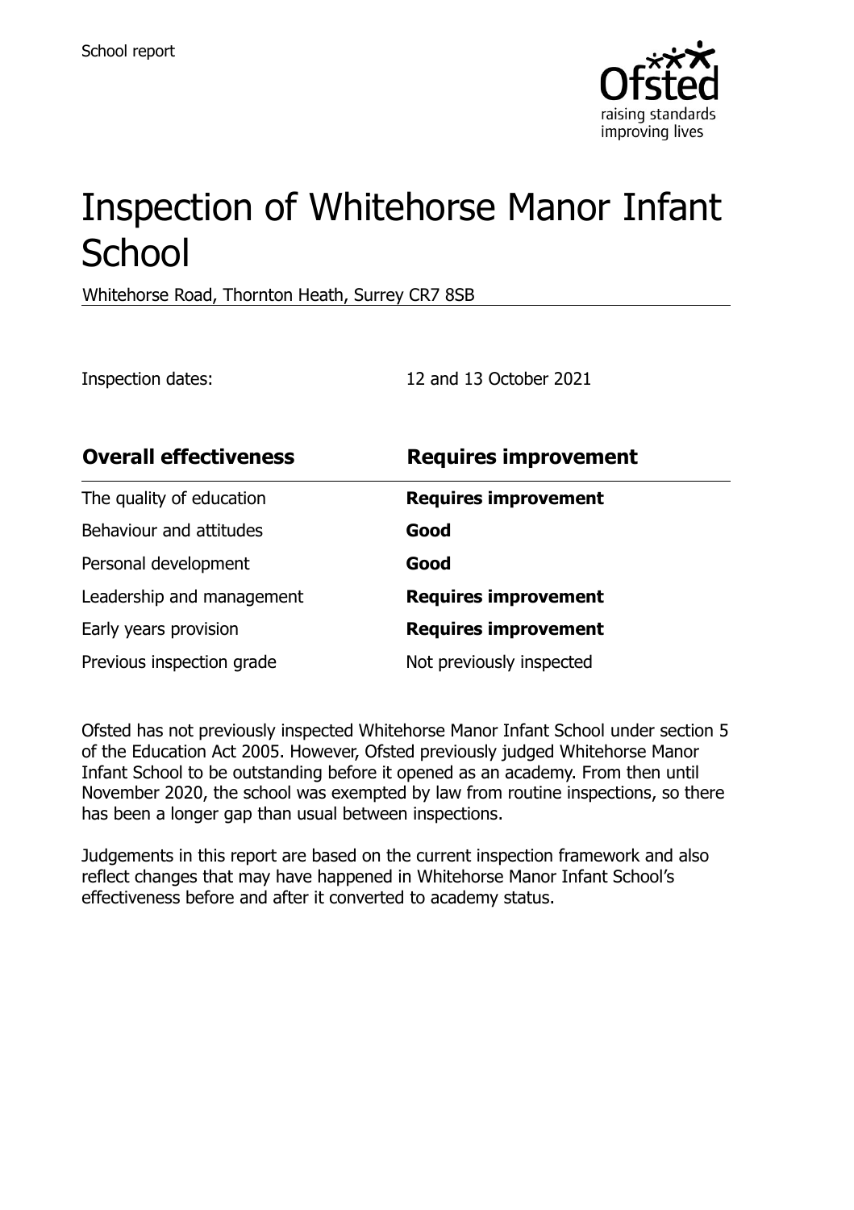School report

# Inspection of Whitehorse Manor Infant School

Whitehorse Road, Thornton Heath, Surrey CR7 8SB

Inspection dates: 12 and 13 October 2021

| **Overall effectiveness** | **Requires improvement** |
|---|---|
| The quality of education | **Requires improvement** |
| Behaviour and attitudes | **Good** |
| Personal development | **Good** |
| Leadership and management | **Requires improvement** |
| Early years provision | **Requires improvement** |
| Previous inspection grade | Not previously inspected |

Ofsted has not previously inspected Whitehorse Manor Infant School under section 5 of the Education Act 2005. However, Ofsted previously judged Whitehorse Manor Infant School to be outstanding before it opened as an academy. From then until November 2020, the school was exempted by law from routine inspections, so there has been a longer gap than usual between inspections.

Judgements in this report are based on the current inspection framework and also reflect changes that may have happened in Whitehorse Manor Infant School's effectiveness before and after it converted to academy status.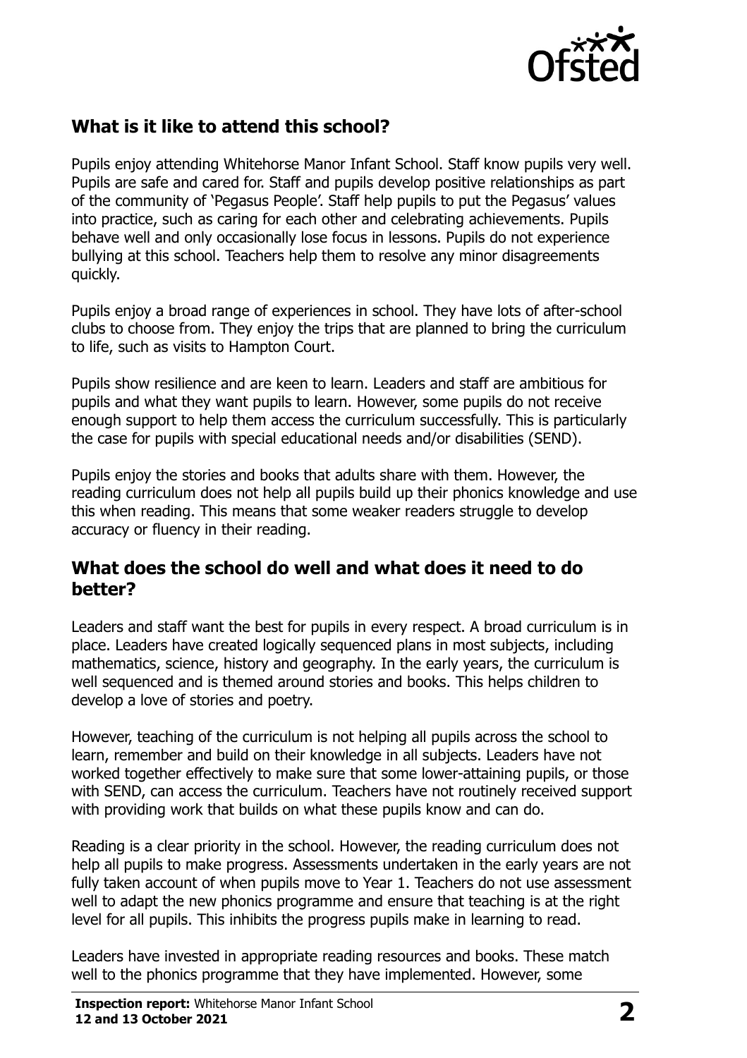## What is it like to attend this school?

Pupils enjoy attending Whitehorse Manor Infant School. Staff know pupils very well. Pupils are safe and cared for. Staff and pupils develop positive relationships as part of the community of 'Pegasus People'. Staff help pupils to put the Pegasus' values into practice, such as caring for each other and celebrating achievements. Pupils behave well and only occasionally lose focus in lessons. Pupils do not experience bullying at this school. Teachers help them to resolve any minor disagreements quickly.

Pupils enjoy a broad range of experiences in school. They have lots of after-school clubs to choose from. They enjoy the trips that are planned to bring the curriculum to life, such as visits to Hampton Court.

Pupils show resilience and are keen to learn. Leaders and staff are ambitious for pupils and what they want pupils to learn. However, some pupils do not receive enough support to help them access the curriculum successfully. This is particularly the case for pupils with special educational needs and/or disabilities (SEND).

Pupils enjoy the stories and books that adults share with them. However, the reading curriculum does not help all pupils build up their phonics knowledge and use this when reading. This means that some weaker readers struggle to develop accuracy or fluency in their reading.

## What does the school do well and what does it need to do better?

Leaders and staff want the best for pupils in every respect. A broad curriculum is in place. Leaders have created logically sequenced plans in most subjects, including mathematics, science, history and geography. In the early years, the curriculum is well sequenced and is themed around stories and books. This helps children to develop a love of stories and poetry.

However, teaching of the curriculum is not helping all pupils across the school to learn, remember and build on their knowledge in all subjects. Leaders have not worked together effectively to make sure that some lower-attaining pupils, or those with SEND, can access the curriculum. Teachers have not routinely received support with providing work that builds on what these pupils know and can do.

Reading is a clear priority in the school. However, the reading curriculum does not help all pupils to make progress. Assessments undertaken in the early years are not fully taken account of when pupils move to Year 1. Teachers do not use assessment well to adapt the new phonics programme and ensure that teaching is at the right level for all pupils. This inhibits the progress pupils make in learning to read.

Leaders have invested in appropriate reading resources and books. These match well to the phonics programme that they have implemented. However, some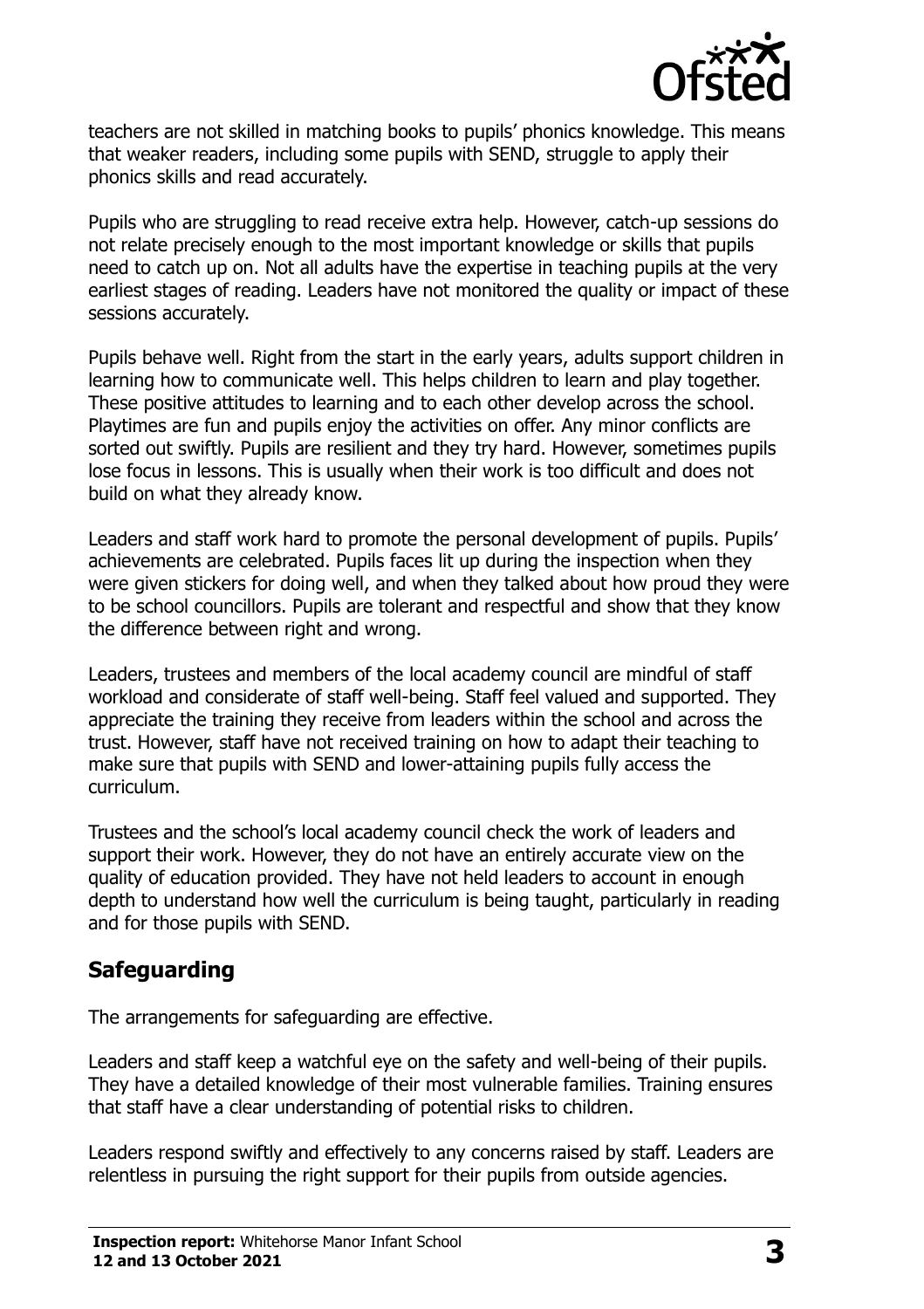teachers are not skilled in matching books to pupils' phonics knowledge. This means that weaker readers, including some pupils with SEND, struggle to apply their phonics skills and read accurately.

Pupils who are struggling to read receive extra help. However, catch-up sessions do not relate precisely enough to the most important knowledge or skills that pupils need to catch up on. Not all adults have the expertise in teaching pupils at the very earliest stages of reading. Leaders have not monitored the quality or impact of these sessions accurately.

Pupils behave well. Right from the start in the early years, adults support children in learning how to communicate well. This helps children to learn and play together. These positive attitudes to learning and to each other develop across the school. Playtimes are fun and pupils enjoy the activities on offer. Any minor conflicts are sorted out swiftly. Pupils are resilient and they try hard. However, sometimes pupils lose focus in lessons. This is usually when their work is too difficult and does not build on what they already know.

Leaders and staff work hard to promote the personal development of pupils. Pupils' achievements are celebrated. Pupils faces lit up during the inspection when they were given stickers for doing well, and when they talked about how proud they were to be school councillors. Pupils are tolerant and respectful and show that they know the difference between right and wrong.

Leaders, trustees and members of the local academy council are mindful of staff workload and considerate of staff well-being. Staff feel valued and supported. They appreciate the training they receive from leaders within the school and across the trust. However, staff have not received training on how to adapt their teaching to make sure that pupils with SEND and lower-attaining pupils fully access the curriculum.

Trustees and the school's local academy council check the work of leaders and support their work. However, they do not have an entirely accurate view on the quality of education provided. They have not held leaders to account in enough depth to understand how well the curriculum is being taught, particularly in reading and for those pupils with SEND.

## Safeguarding

The arrangements for safeguarding are effective.

Leaders and staff keep a watchful eye on the safety and well-being of their pupils. They have a detailed knowledge of their most vulnerable families. Training ensures that staff have a clear understanding of potential risks to children.

Leaders respond swiftly and effectively to any concerns raised by staff. Leaders are relentless in pursuing the right support for their pupils from outside agencies.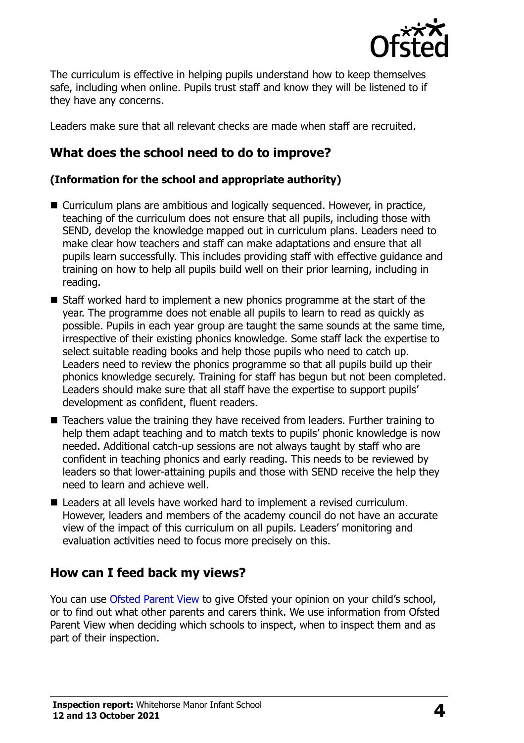The curriculum is effective in helping pupils understand how to keep themselves safe, including when online. Pupils trust staff and know they will be listened to if they have any concerns.

Leaders make sure that all relevant checks are made when staff are recruited.

## What does the school need to do to improve?

### (Information for the school and appropriate authority)

- Curriculum plans are ambitious and logically sequenced. However, in practice, teaching of the curriculum does not ensure that all pupils, including those with SEND, develop the knowledge mapped out in curriculum plans. Leaders need to make clear how teachers and staff can make adaptations and ensure that all pupils learn successfully. This includes providing staff with effective guidance and training on how to help all pupils build well on their prior learning, including in reading.
- Staff worked hard to implement a new phonics programme at the start of the year. The programme does not enable all pupils to learn to read as quickly as possible. Pupils in each year group are taught the same sounds at the same time, irrespective of their existing phonics knowledge. Some staff lack the expertise to select suitable reading books and help those pupils who need to catch up. Leaders need to review the phonics programme so that all pupils build up their phonics knowledge securely. Training for staff has begun but not been completed. Leaders should make sure that all staff have the expertise to support pupils' development as confident, fluent readers.
- Teachers value the training they have received from leaders. Further training to help them adapt teaching and to match texts to pupils' phonic knowledge is now needed. Additional catch-up sessions are not always taught by staff who are confident in teaching phonics and early reading. This needs to be reviewed by leaders so that lower-attaining pupils and those with SEND receive the help they need to learn and achieve well.
- Leaders at all levels have worked hard to implement a revised curriculum. However, leaders and members of the academy council do not have an accurate view of the impact of this curriculum on all pupils. Leaders' monitoring and evaluation activities need to focus more precisely on this.

## How can I feed back my views?

You can use Ofsted Parent View to give Ofsted your opinion on your child's school, or to find out what other parents and carers think. We use information from Ofsted Parent View when deciding which schools to inspect, when to inspect them and as part of their inspection.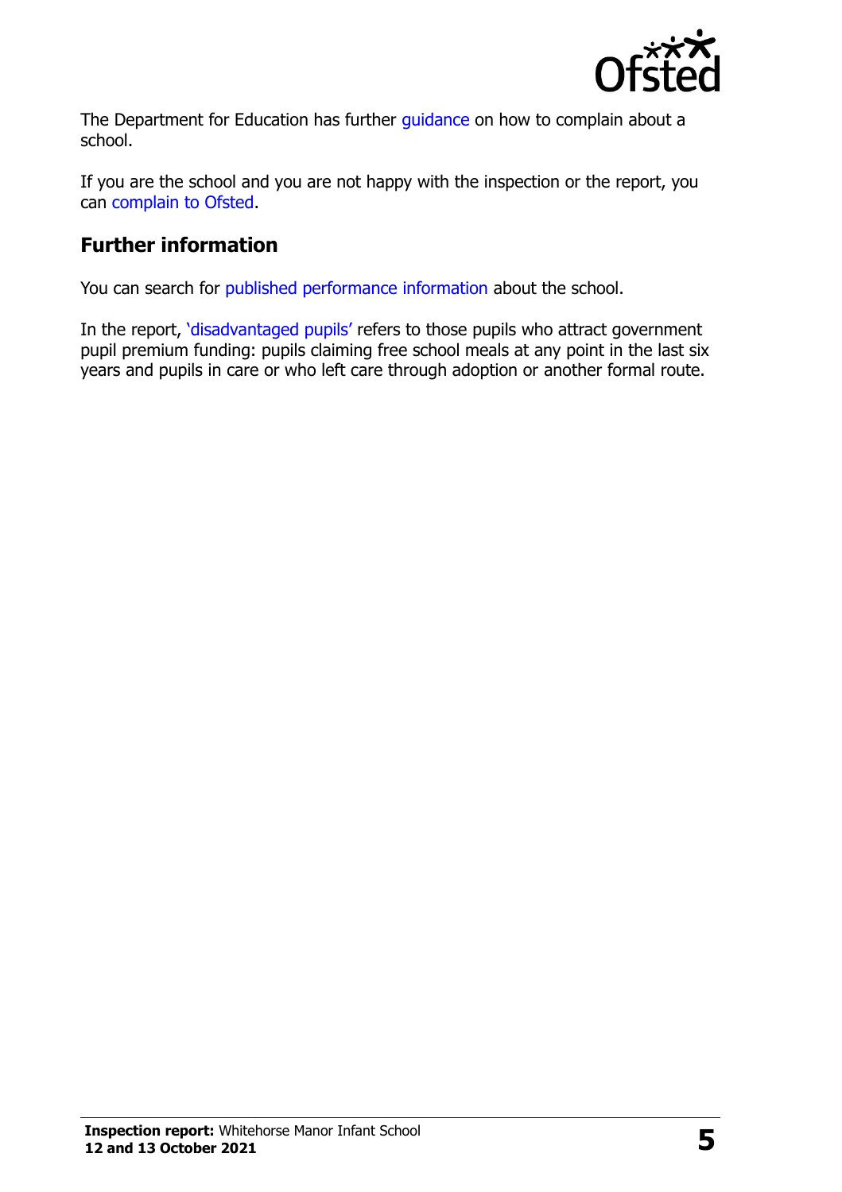The Department for Education has further guidance on how to complain about a school.

If you are the school and you are not happy with the inspection or the report, you can complain to Ofsted.

## Further information

You can search for published performance information about the school.

In the report, 'disadvantaged pupils' refers to those pupils who attract government pupil premium funding: pupils claiming free school meals at any point in the last six years and pupils in care or who left care through adoption or another formal route.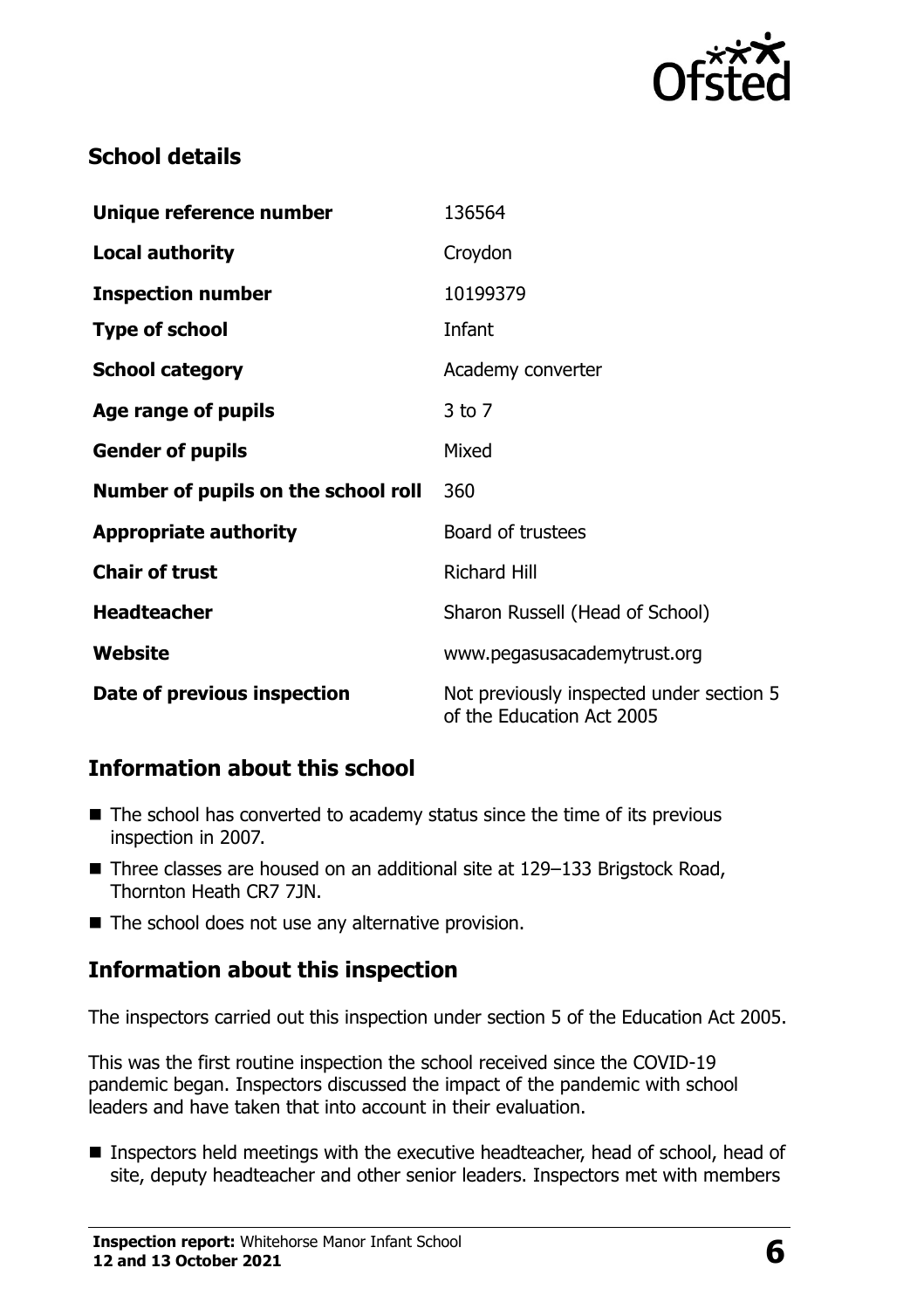## School details

| | |
|---|---|
| **Unique reference number** | 136564 |
| **Local authority** | Croydon |
| **Inspection number** | 10199379 |
| **Type of school** | Infant |
| **School category** | Academy converter |
| **Age range of pupils** | 3 to 7 |
| **Gender of pupils** | Mixed |
| **Number of pupils on the school roll** | 360 |
| **Appropriate authority** | Board of trustees |
| **Chair of trust** | Richard Hill |
| **Headteacher** | Sharon Russell (Head of School) |
| **Website** | www.pegasusacademytrust.org |
| **Date of previous inspection** | Not previously inspected under section 5 of the Education Act 2005 |

## Information about this school

- The school has converted to academy status since the time of its previous inspection in 2007.
- Three classes are housed on an additional site at 129–133 Brigstock Road, Thornton Heath CR7 7JN.
- The school does not use any alternative provision.

## Information about this inspection

The inspectors carried out this inspection under section 5 of the Education Act 2005.

This was the first routine inspection the school received since the COVID-19 pandemic began. Inspectors discussed the impact of the pandemic with school leaders and have taken that into account in their evaluation.

- Inspectors held meetings with the executive headteacher, head of school, head of site, deputy headteacher and other senior leaders. Inspectors met with members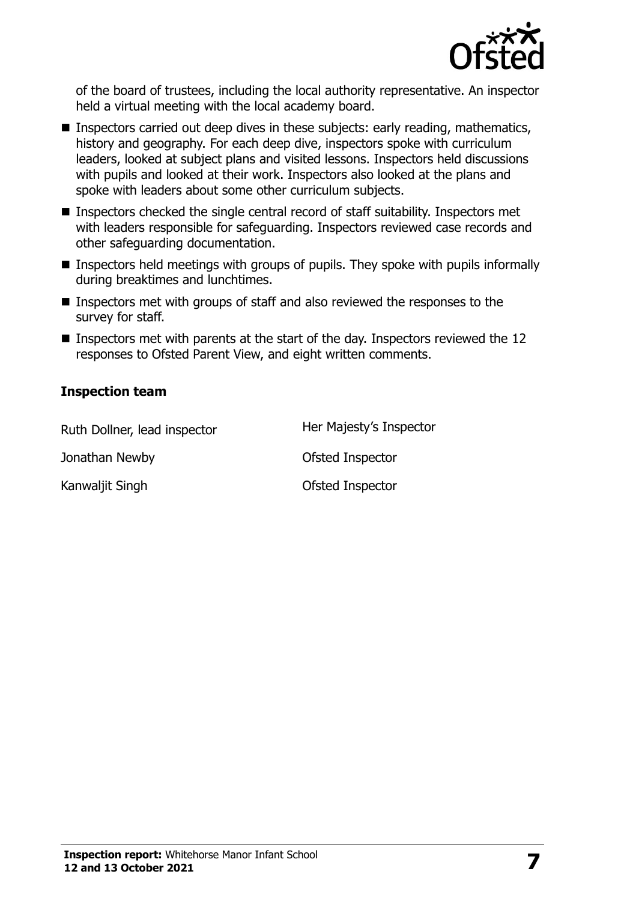of the board of trustees, including the local authority representative. An inspector held a virtual meeting with the local academy board.

- Inspectors carried out deep dives in these subjects: early reading, mathematics, history and geography. For each deep dive, inspectors spoke with curriculum leaders, looked at subject plans and visited lessons. Inspectors held discussions with pupils and looked at their work. Inspectors also looked at the plans and spoke with leaders about some other curriculum subjects.
- Inspectors checked the single central record of staff suitability. Inspectors met with leaders responsible for safeguarding. Inspectors reviewed case records and other safeguarding documentation.
- Inspectors held meetings with groups of pupils. They spoke with pupils informally during breaktimes and lunchtimes.
- Inspectors met with groups of staff and also reviewed the responses to the survey for staff.
- Inspectors met with parents at the start of the day. Inspectors reviewed the 12 responses to Ofsted Parent View, and eight written comments.

### Inspection team

| | |
|---|---|
| Ruth Dollner, lead inspector | Her Majesty's Inspector |
| Jonathan Newby | Ofsted Inspector |
| Kanwaljit Singh | Ofsted Inspector |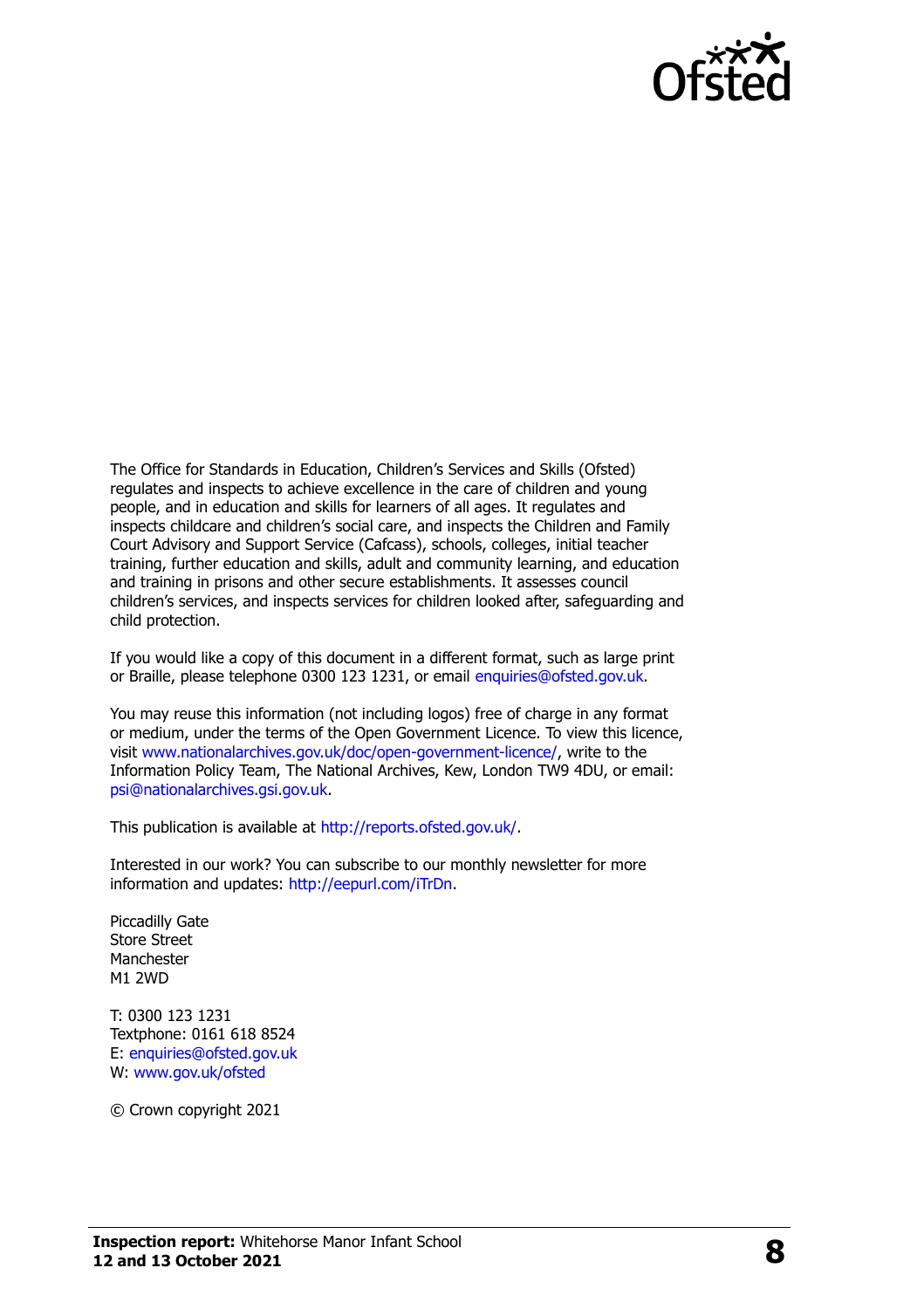The Office for Standards in Education, Children's Services and Skills (Ofsted) regulates and inspects to achieve excellence in the care of children and young people, and in education and skills for learners of all ages. It regulates and inspects childcare and children's social care, and inspects the Children and Family Court Advisory and Support Service (Cafcass), schools, colleges, initial teacher training, further education and skills, adult and community learning, and education and training in prisons and other secure establishments. It assesses council children's services, and inspects services for children looked after, safeguarding and child protection.

If you would like a copy of this document in a different format, such as large print or Braille, please telephone 0300 123 1231, or email enquiries@ofsted.gov.uk.

You may reuse this information (not including logos) free of charge in any format or medium, under the terms of the Open Government Licence. To view this licence, visit www.nationalarchives.gov.uk/doc/open-government-licence/, write to the Information Policy Team, The National Archives, Kew, London TW9 4DU, or email: psi@nationalarchives.gsi.gov.uk.

This publication is available at http://reports.ofsted.gov.uk/.

Interested in our work? You can subscribe to our monthly newsletter for more information and updates: http://eepurl.com/iTrDn.

Piccadilly Gate
Store Street
Manchester
M1 2WD

T: 0300 123 1231
Textphone: 0161 618 8524
E: enquiries@ofsted.gov.uk
W: www.gov.uk/ofsted

© Crown copyright 2021